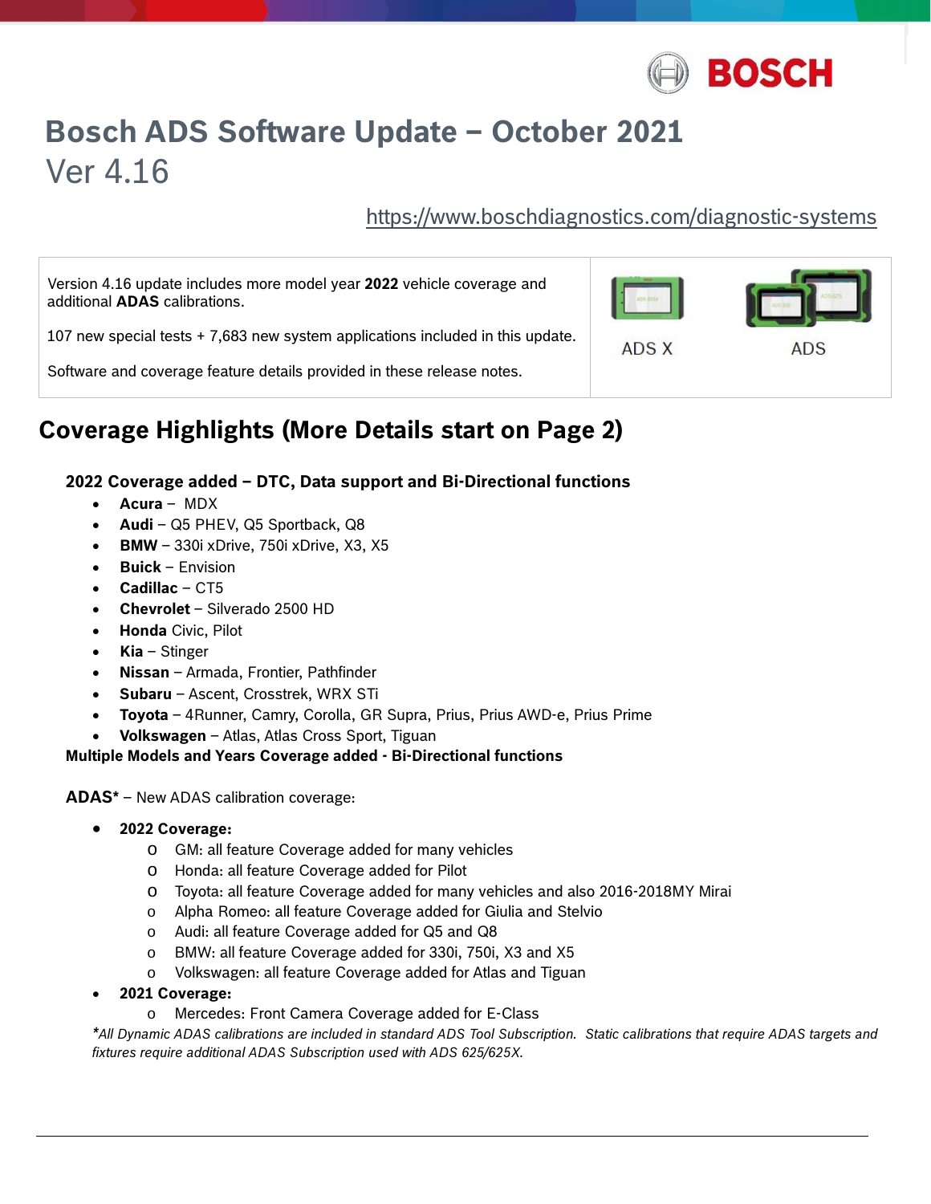BOSCH

# Bosch ADS Software Update – October 2021

Ver 4.16

https://www.boschdiagnostics.com/diagnostic-systems

Version 4.16 update includes more model year **2022** vehicle coverage and additional **ADAS** calibrations.

107 new special tests + 7,683 new system applications included in this update.

Software and coverage feature details provided in these release notes.

ADS X

ADS

## Coverage Highlights (More Details start on Page 2)

### 2022 Coverage added – DTC, Data support and Bi-Directional functions

- **Acura** – MDX
- **Audi** – Q5 PHEV, Q5 Sportback, Q8
- **BMW** – 330i xDrive, 750i xDrive, X3, X5
- **Buick** – Envision
- **Cadillac** – CT5
- **Chevrolet** – Silverado 2500 HD
- **Honda** Civic, Pilot
- **Kia** – Stinger
- **Nissan** – Armada, Frontier, Pathfinder
- **Subaru** – Ascent, Crosstrek, WRX STi
- **Toyota** – 4Runner, Camry, Corolla, GR Supra, Prius, Prius AWD-e, Prius Prime
- **Volkswagen** – Atlas, Atlas Cross Sport, Tiguan

**Multiple Models and Years Coverage added - Bi-Directional functions**

**ADAS*** – New ADAS calibration coverage:

- **2022 Coverage:**
  - GM: all feature Coverage added for many vehicles
  - Honda: all feature Coverage added for Pilot
  - Toyota: all feature Coverage added for many vehicles and also 2016-2018MY Mirai
  - Alpha Romeo: all feature Coverage added for Giulia and Stelvio
  - Audi: all feature Coverage added for Q5 and Q8
  - BMW: all feature Coverage added for 330i, 750i, X3 and X5
  - Volkswagen: all feature Coverage added for Atlas and Tiguan
- **2021 Coverage:**
  - Mercedes: Front Camera Coverage added for E-Class

*\*All Dynamic ADAS calibrations are included in standard ADS Tool Subscription. Static calibrations that require ADAS targets and fixtures require additional ADAS Subscription used with ADS 625/625X.*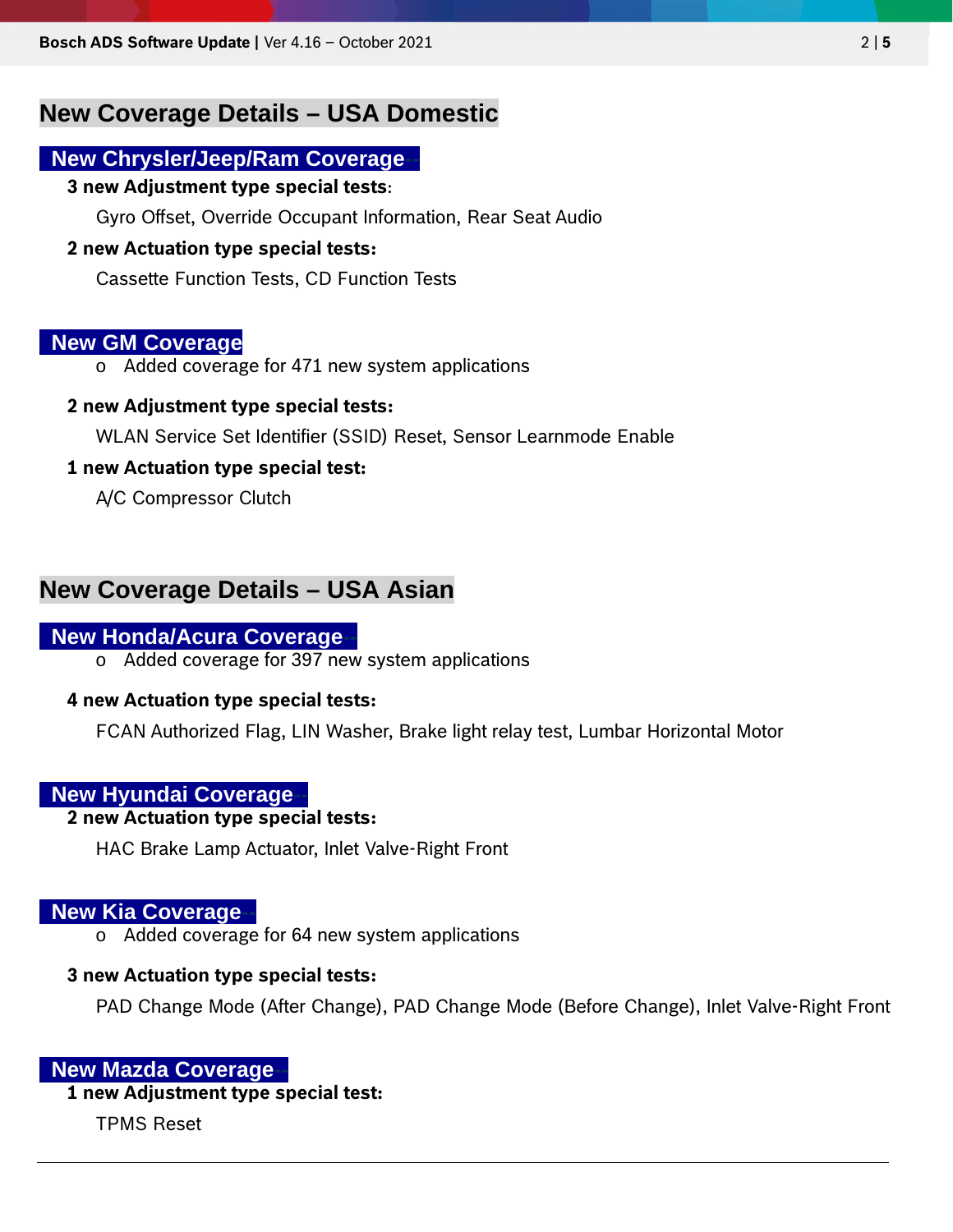## New Coverage Details – USA Domestic

### New Chrysler/Jeep/Ram Coverage

**3 new Adjustment type special tests:**

Gyro Offset, Override Occupant Information, Rear Seat Audio

**2 new Actuation type special tests:**

Cassette Function Tests, CD Function Tests

### New GM Coverage

- Added coverage for 471 new system applications

**2 new Adjustment type special tests:**

WLAN Service Set Identifier (SSID) Reset, Sensor Learnmode Enable

**1 new Actuation type special test:**

A/C Compressor Clutch

## New Coverage Details – USA Asian

### New Honda/Acura Coverage

- Added coverage for 397 new system applications

**4 new Actuation type special tests:**

FCAN Authorized Flag, LIN Washer, Brake light relay test, Lumbar Horizontal Motor

### New Hyundai Coverage

**2 new Actuation type special tests:**

HAC Brake Lamp Actuator, Inlet Valve-Right Front

### New Kia Coverage

- Added coverage for 64 new system applications

**3 new Actuation type special tests:**

PAD Change Mode (After Change), PAD Change Mode (Before Change), Inlet Valve-Right Front

### New Mazda Coverage

**1 new Adjustment type special test:**

TPMS Reset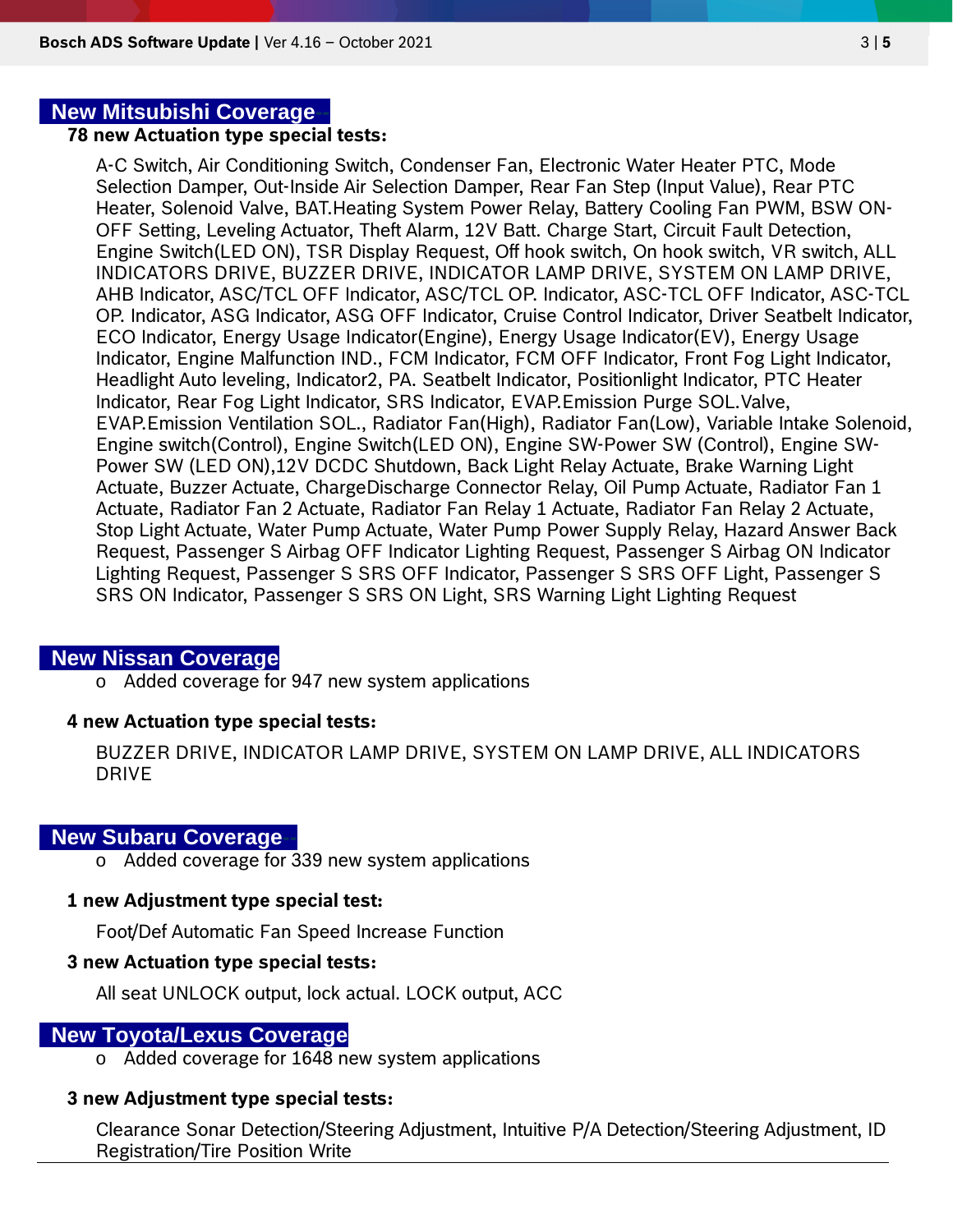## New Mitsubishi Coverage

**78 new Actuation type special tests:**

A-C Switch, Air Conditioning Switch, Condenser Fan, Electronic Water Heater PTC, Mode Selection Damper, Out-Inside Air Selection Damper, Rear Fan Step (Input Value), Rear PTC Heater, Solenoid Valve, BAT.Heating System Power Relay, Battery Cooling Fan PWM, BSW ON-OFF Setting, Leveling Actuator, Theft Alarm, 12V Batt. Charge Start, Circuit Fault Detection, Engine Switch(LED ON), TSR Display Request, Off hook switch, On hook switch, VR switch, ALL INDICATORS DRIVE, BUZZER DRIVE, INDICATOR LAMP DRIVE, SYSTEM ON LAMP DRIVE, AHB Indicator, ASC/TCL OFF Indicator, ASC/TCL OP. Indicator, ASC-TCL OFF Indicator, ASC-TCL OP. Indicator, ASG Indicator, ASG OFF Indicator, Cruise Control Indicator, Driver Seatbelt Indicator, ECO Indicator, Energy Usage Indicator(Engine), Energy Usage Indicator(EV), Energy Usage Indicator, Engine Malfunction IND., FCM Indicator, FCM OFF Indicator, Front Fog Light Indicator, Headlight Auto leveling, Indicator2, PA. Seatbelt Indicator, Positionlight Indicator, PTC Heater Indicator, Rear Fog Light Indicator, SRS Indicator, EVAP.Emission Purge SOL.Valve, EVAP.Emission Ventilation SOL., Radiator Fan(High), Radiator Fan(Low), Variable Intake Solenoid, Engine switch(Control), Engine Switch(LED ON), Engine SW-Power SW (Control), Engine SW-Power SW (LED ON),12V DCDC Shutdown, Back Light Relay Actuate, Brake Warning Light Actuate, Buzzer Actuate, ChargeDischarge Connector Relay, Oil Pump Actuate, Radiator Fan 1 Actuate, Radiator Fan 2 Actuate, Radiator Fan Relay 1 Actuate, Radiator Fan Relay 2 Actuate, Stop Light Actuate, Water Pump Actuate, Water Pump Power Supply Relay, Hazard Answer Back Request, Passenger S Airbag OFF Indicator Lighting Request, Passenger S Airbag ON Indicator Lighting Request, Passenger S SRS OFF Indicator, Passenger S SRS OFF Light, Passenger S SRS ON Indicator, Passenger S SRS ON Light, SRS Warning Light Lighting Request

## New Nissan Coverage

- Added coverage for 947 new system applications

**4 new Actuation type special tests:**

BUZZER DRIVE, INDICATOR LAMP DRIVE, SYSTEM ON LAMP DRIVE, ALL INDICATORS DRIVE

## New Subaru Coverage

- Added coverage for 339 new system applications

**1 new Adjustment type special test:**

Foot/Def Automatic Fan Speed Increase Function

**3 new Actuation type special tests:**

All seat UNLOCK output, lock actual. LOCK output, ACC

## New Toyota/Lexus Coverage

- Added coverage for 1648 new system applications

**3 new Adjustment type special tests:**

Clearance Sonar Detection/Steering Adjustment, Intuitive P/A Detection/Steering Adjustment, ID Registration/Tire Position Write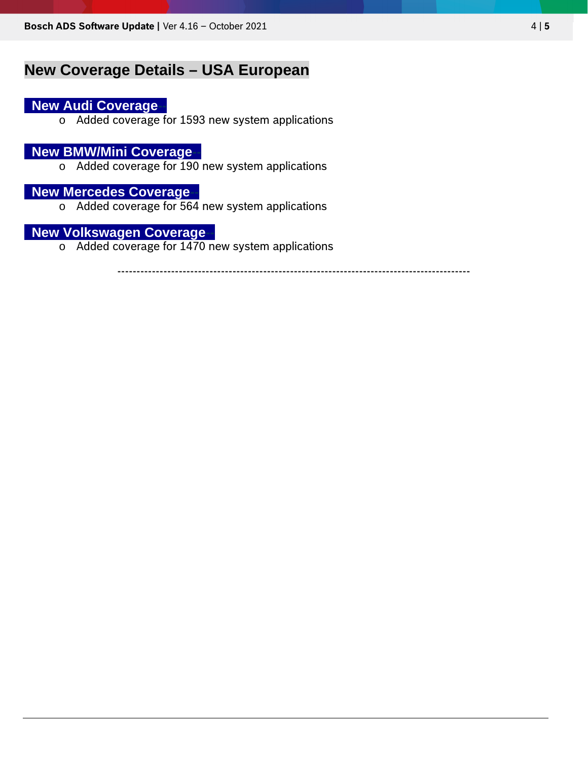## New Coverage Details – USA European

### New Audi Coverage

- Added coverage for 1593 new system applications

### New BMW/Mini Coverage

- Added coverage for 190 new system applications

### New Mercedes Coverage

- Added coverage for 564 new system applications

### New Volkswagen Coverage

- Added coverage for 1470 new system applications

---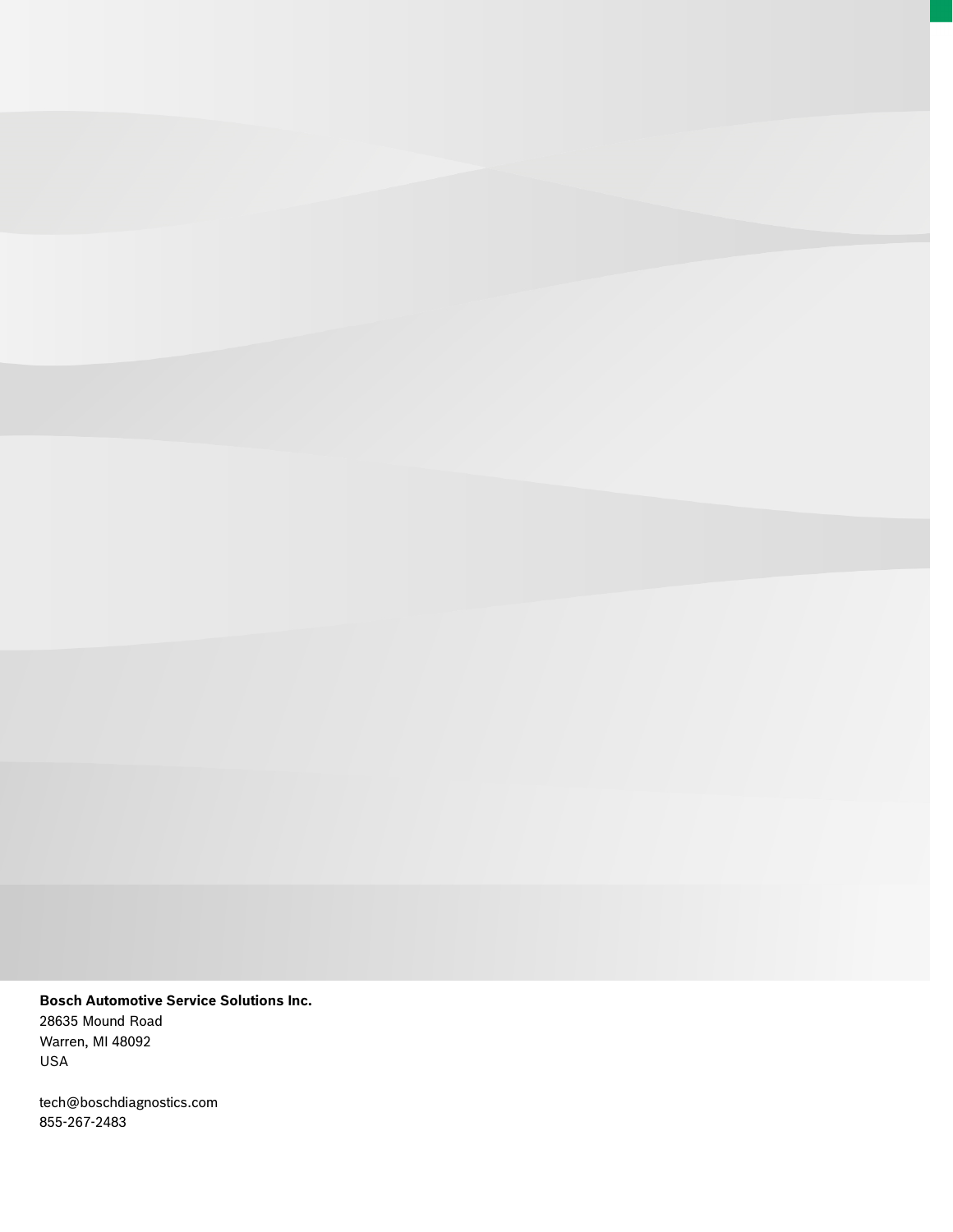**Bosch Automotive Service Solutions Inc.**
28635 Mound Road
Warren, MI 48092
USA

tech@boschdiagnostics.com
855-267-2483